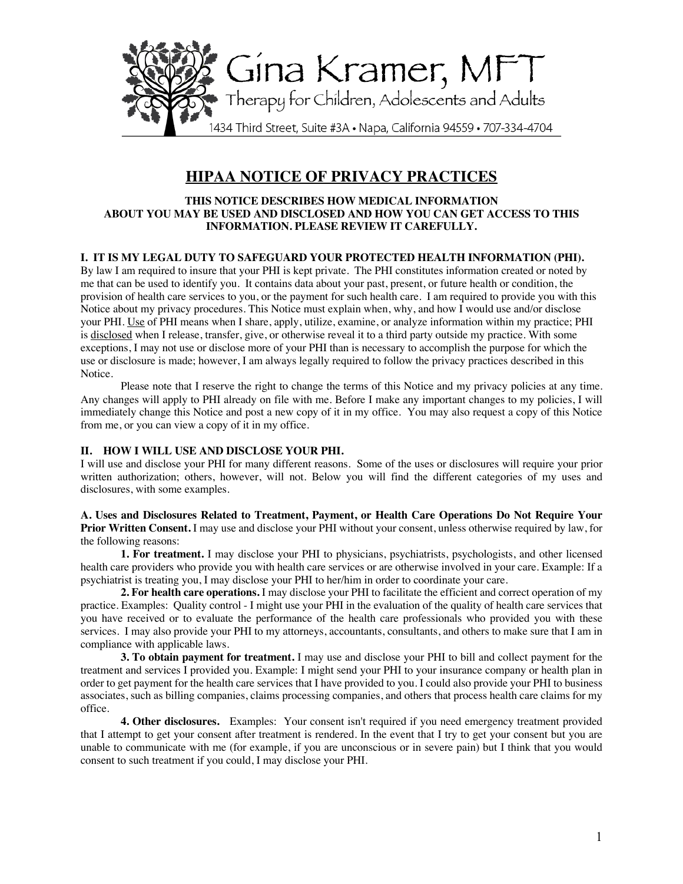# Gina Kramer, MFT

Therapy for Children, Adolescents and Adults

1434 Third Street, Suite #3A • Napa, California 94559 • 707-334-4704

## HIPAA NOTICE OF PRIVACY PRACTICES

**THIS NOTICE DESCRIBES HOW MEDICAL INFORMATION ABOUT YOU MAY BE USED AND DISCLOSED AND HOW YOU CAN GET ACCESS TO THIS INFORMATION. PLEASE REVIEW IT CAREFULLY.**

### I. IT IS MY LEGAL DUTY TO SAFEGUARD YOUR PROTECTED HEALTH INFORMATION (PHI).

By law I am required to insure that your PHI is kept private. The PHI constitutes information created or noted by me that can be used to identify you. It contains data about your past, present, or future health or condition, the provision of health care services to you, or the payment for such health care. I am required to provide you with this Notice about my privacy procedures. This Notice must explain when, why, and how I would use and/or disclose your PHI. Use of PHI means when I share, apply, utilize, examine, or analyze information within my practice; PHI is disclosed when I release, transfer, give, or otherwise reveal it to a third party outside my practice. With some exceptions, I may not use or disclose more of your PHI than is necessary to accomplish the purpose for which the use or disclosure is made; however, I am always legally required to follow the privacy practices described in this Notice.

Please note that I reserve the right to change the terms of this Notice and my privacy policies at any time. Any changes will apply to PHI already on file with me. Before I make any important changes to my policies, I will immediately change this Notice and post a new copy of it in my office. You may also request a copy of this Notice from me, or you can view a copy of it in my office.

### II. HOW I WILL USE AND DISCLOSE YOUR PHI.

I will use and disclose your PHI for many different reasons. Some of the uses or disclosures will require your prior written authorization; others, however, will not. Below you will find the different categories of my uses and disclosures, with some examples.

**A. Uses and Disclosures Related to Treatment, Payment, or Health Care Operations Do Not Require Your Prior Written Consent.** I may use and disclose your PHI without your consent, unless otherwise required by law, for the following reasons:

**1. For treatment.** I may disclose your PHI to physicians, psychiatrists, psychologists, and other licensed health care providers who provide you with health care services or are otherwise involved in your care. Example: If a psychiatrist is treating you, I may disclose your PHI to her/him in order to coordinate your care.

**2. For health care operations.** I may disclose your PHI to facilitate the efficient and correct operation of my practice. Examples: Quality control - I might use your PHI in the evaluation of the quality of health care services that you have received or to evaluate the performance of the health care professionals who provided you with these services. I may also provide your PHI to my attorneys, accountants, consultants, and others to make sure that I am in compliance with applicable laws.

**3. To obtain payment for treatment.** I may use and disclose your PHI to bill and collect payment for the treatment and services I provided you. Example: I might send your PHI to your insurance company or health plan in order to get payment for the health care services that I have provided to you. I could also provide your PHI to business associates, such as billing companies, claims processing companies, and others that process health care claims for my office.

**4. Other disclosures.** Examples: Your consent isn't required if you need emergency treatment provided that I attempt to get your consent after treatment is rendered. In the event that I try to get your consent but you are unable to communicate with me (for example, if you are unconscious or in severe pain) but I think that you would consent to such treatment if you could, I may disclose your PHI.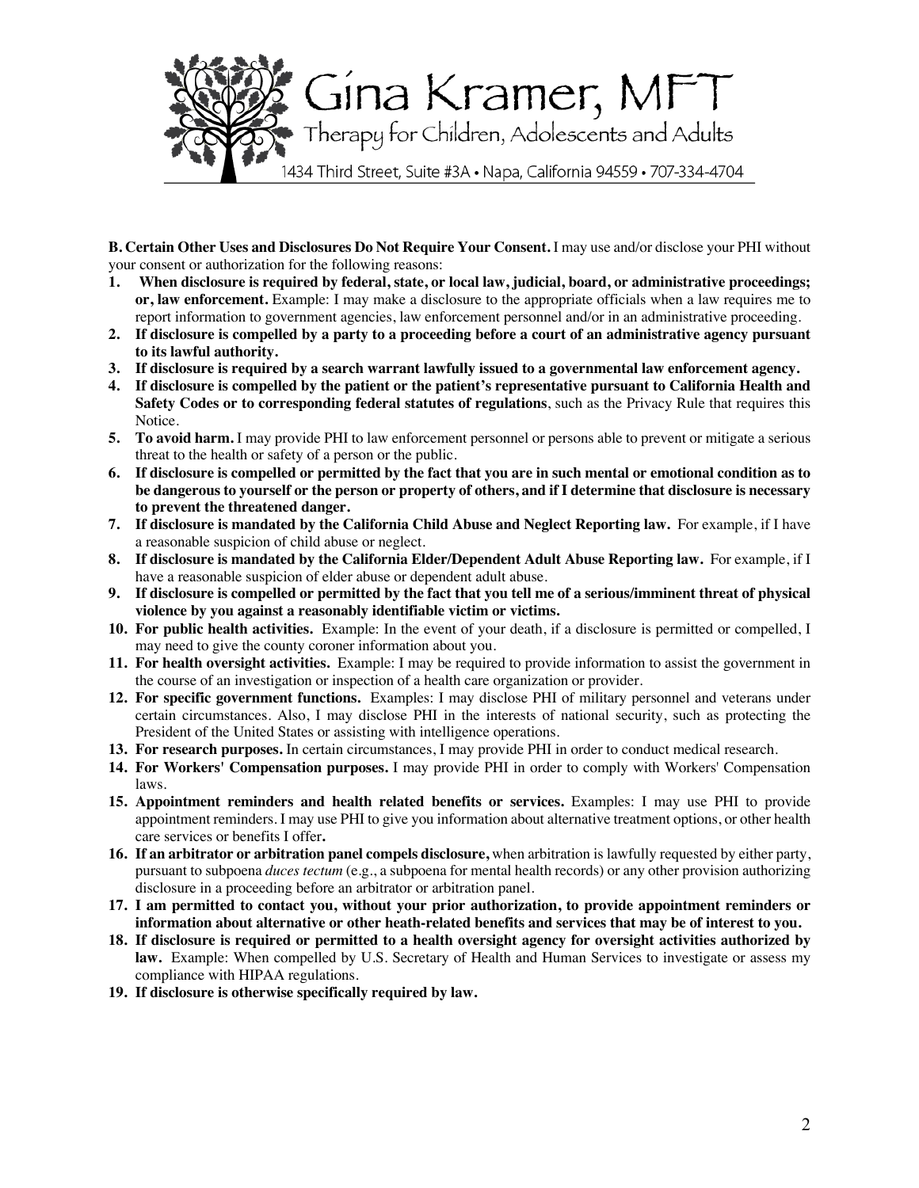**B. Certain Other Uses and Disclosures Do Not Require Your Consent.** I may use and/or disclose your PHI without your consent or authorization for the following reasons:

1. **When disclosure is required by federal, state, or local law, judicial, board, or administrative proceedings; or, law enforcement.** Example: I may make a disclosure to the appropriate officials when a law requires me to report information to government agencies, law enforcement personnel and/or in an administrative proceeding.
2. **If disclosure is compelled by a party to a proceeding before a court of an administrative agency pursuant to its lawful authority.**
3. **If disclosure is required by a search warrant lawfully issued to a governmental law enforcement agency.**
4. **If disclosure is compelled by the patient or the patient's representative pursuant to California Health and Safety Codes or to corresponding federal statutes of regulations**, such as the Privacy Rule that requires this Notice.
5. **To avoid harm.** I may provide PHI to law enforcement personnel or persons able to prevent or mitigate a serious threat to the health or safety of a person or the public.
6. **If disclosure is compelled or permitted by the fact that you are in such mental or emotional condition as to be dangerous to yourself or the person or property of others, and if I determine that disclosure is necessary to prevent the threatened danger.**
7. **If disclosure is mandated by the California Child Abuse and Neglect Reporting law.** For example, if I have a reasonable suspicion of child abuse or neglect.
8. **If disclosure is mandated by the California Elder/Dependent Adult Abuse Reporting law.** For example, if I have a reasonable suspicion of elder abuse or dependent adult abuse.
9. **If disclosure is compelled or permitted by the fact that you tell me of a serious/imminent threat of physical violence by you against a reasonably identifiable victim or victims.**
10. **For public health activities.** Example: In the event of your death, if a disclosure is permitted or compelled, I may need to give the county coroner information about you.
11. **For health oversight activities.** Example: I may be required to provide information to assist the government in the course of an investigation or inspection of a health care organization or provider.
12. **For specific government functions.** Examples: I may disclose PHI of military personnel and veterans under certain circumstances. Also, I may disclose PHI in the interests of national security, such as protecting the President of the United States or assisting with intelligence operations.
13. **For research purposes.** In certain circumstances, I may provide PHI in order to conduct medical research.
14. **For Workers' Compensation purposes.** I may provide PHI in order to comply with Workers' Compensation laws.
15. **Appointment reminders and health related benefits or services.** Examples: I may use PHI to provide appointment reminders. I may use PHI to give you information about alternative treatment options, or other health care services or benefits I offer**.**
16. **If an arbitrator or arbitration panel compels disclosure,** when arbitration is lawfully requested by either party, pursuant to subpoena *duces tectum* (e.g., a subpoena for mental health records) or any other provision authorizing disclosure in a proceeding before an arbitrator or arbitration panel.
17. **I am permitted to contact you, without your prior authorization, to provide appointment reminders or information about alternative or other heath-related benefits and services that may be of interest to you.**
18. **If disclosure is required or permitted to a health oversight agency for oversight activities authorized by law.** Example: When compelled by U.S. Secretary of Health and Human Services to investigate or assess my compliance with HIPAA regulations.
19. **If disclosure is otherwise specifically required by law.**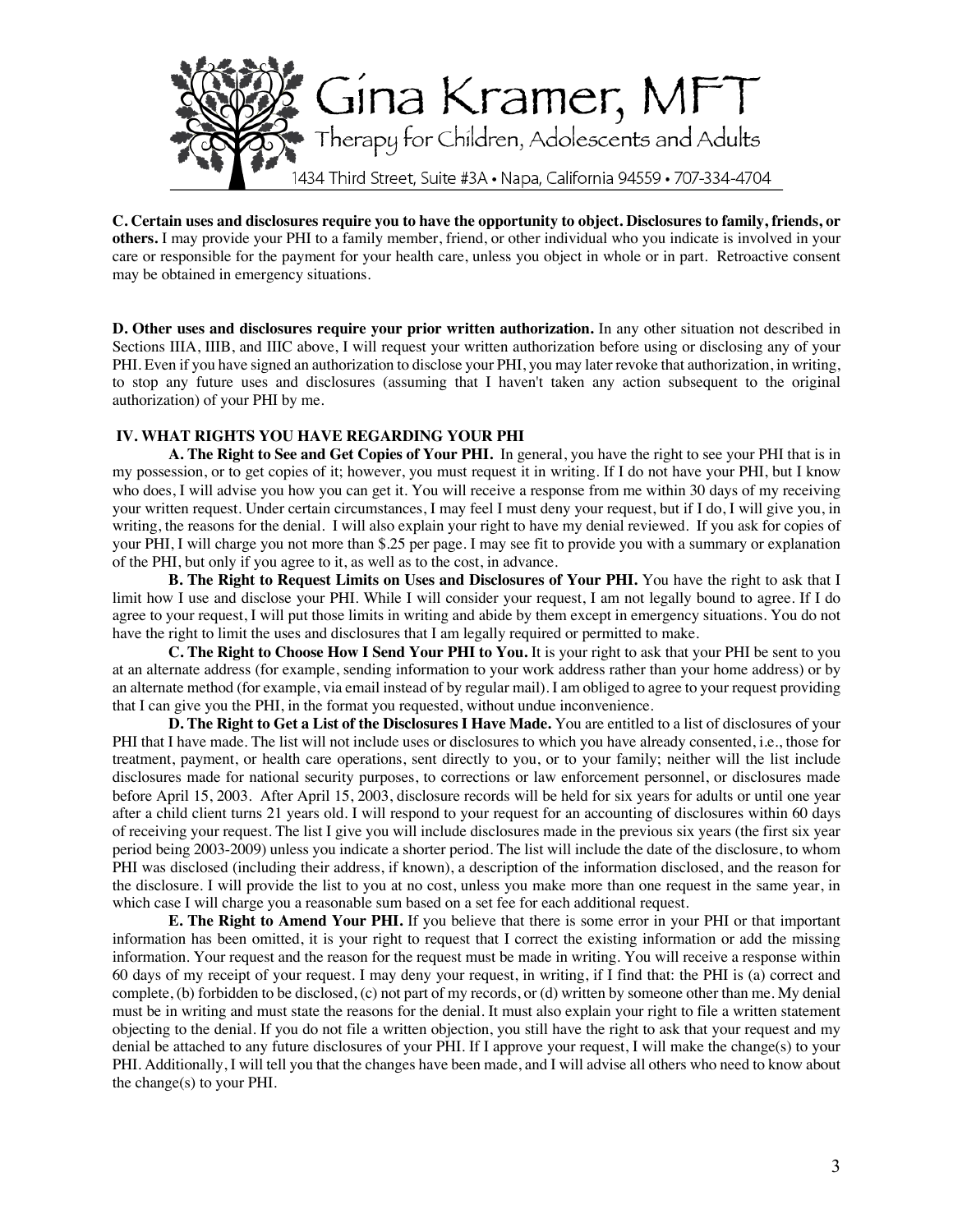**C. Certain uses and disclosures require you to have the opportunity to object. Disclosures to family, friends, or others.** I may provide your PHI to a family member, friend, or other individual who you indicate is involved in your care or responsible for the payment for your health care, unless you object in whole or in part. Retroactive consent may be obtained in emergency situations.

**D. Other uses and disclosures require your prior written authorization.** In any other situation not described in Sections IIIA, IIIB, and IIIC above, I will request your written authorization before using or disclosing any of your PHI. Even if you have signed an authorization to disclose your PHI, you may later revoke that authorization, in writing, to stop any future uses and disclosures (assuming that I haven't taken any action subsequent to the original authorization) of your PHI by me.

## IV. WHAT RIGHTS YOU HAVE REGARDING YOUR PHI

**A. The Right to See and Get Copies of Your PHI.** In general, you have the right to see your PHI that is in my possession, or to get copies of it; however, you must request it in writing. If I do not have your PHI, but I know who does, I will advise you how you can get it. You will receive a response from me within 30 days of my receiving your written request. Under certain circumstances, I may feel I must deny your request, but if I do, I will give you, in writing, the reasons for the denial. I will also explain your right to have my denial reviewed. If you ask for copies of your PHI, I will charge you not more than $.25 per page. I may see fit to provide you with a summary or explanation of the PHI, but only if you agree to it, as well as to the cost, in advance.

**B. The Right to Request Limits on Uses and Disclosures of Your PHI.** You have the right to ask that I limit how I use and disclose your PHI. While I will consider your request, I am not legally bound to agree. If I do agree to your request, I will put those limits in writing and abide by them except in emergency situations. You do not have the right to limit the uses and disclosures that I am legally required or permitted to make.

**C. The Right to Choose How I Send Your PHI to You.** It is your right to ask that your PHI be sent to you at an alternate address (for example, sending information to your work address rather than your home address) or by an alternate method (for example, via email instead of by regular mail). I am obliged to agree to your request providing that I can give you the PHI, in the format you requested, without undue inconvenience.

**D. The Right to Get a List of the Disclosures I Have Made.** You are entitled to a list of disclosures of your PHI that I have made. The list will not include uses or disclosures to which you have already consented, i.e., those for treatment, payment, or health care operations, sent directly to you, or to your family; neither will the list include disclosures made for national security purposes, to corrections or law enforcement personnel, or disclosures made before April 15, 2003. After April 15, 2003, disclosure records will be held for six years for adults or until one year after a child client turns 21 years old. I will respond to your request for an accounting of disclosures within 60 days of receiving your request. The list I give you will include disclosures made in the previous six years (the first six year period being 2003-2009) unless you indicate a shorter period. The list will include the date of the disclosure, to whom PHI was disclosed (including their address, if known), a description of the information disclosed, and the reason for the disclosure. I will provide the list to you at no cost, unless you make more than one request in the same year, in which case I will charge you a reasonable sum based on a set fee for each additional request.

**E. The Right to Amend Your PHI.** If you believe that there is some error in your PHI or that important information has been omitted, it is your right to request that I correct the existing information or add the missing information. Your request and the reason for the request must be made in writing. You will receive a response within 60 days of my receipt of your request. I may deny your request, in writing, if I find that: the PHI is (a) correct and complete, (b) forbidden to be disclosed, (c) not part of my records, or (d) written by someone other than me. My denial must be in writing and must state the reasons for the denial. It must also explain your right to file a written statement objecting to the denial. If you do not file a written objection, you still have the right to ask that your request and my denial be attached to any future disclosures of your PHI. If I approve your request, I will make the change(s) to your PHI. Additionally, I will tell you that the changes have been made, and I will advise all others who need to know about the change(s) to your PHI.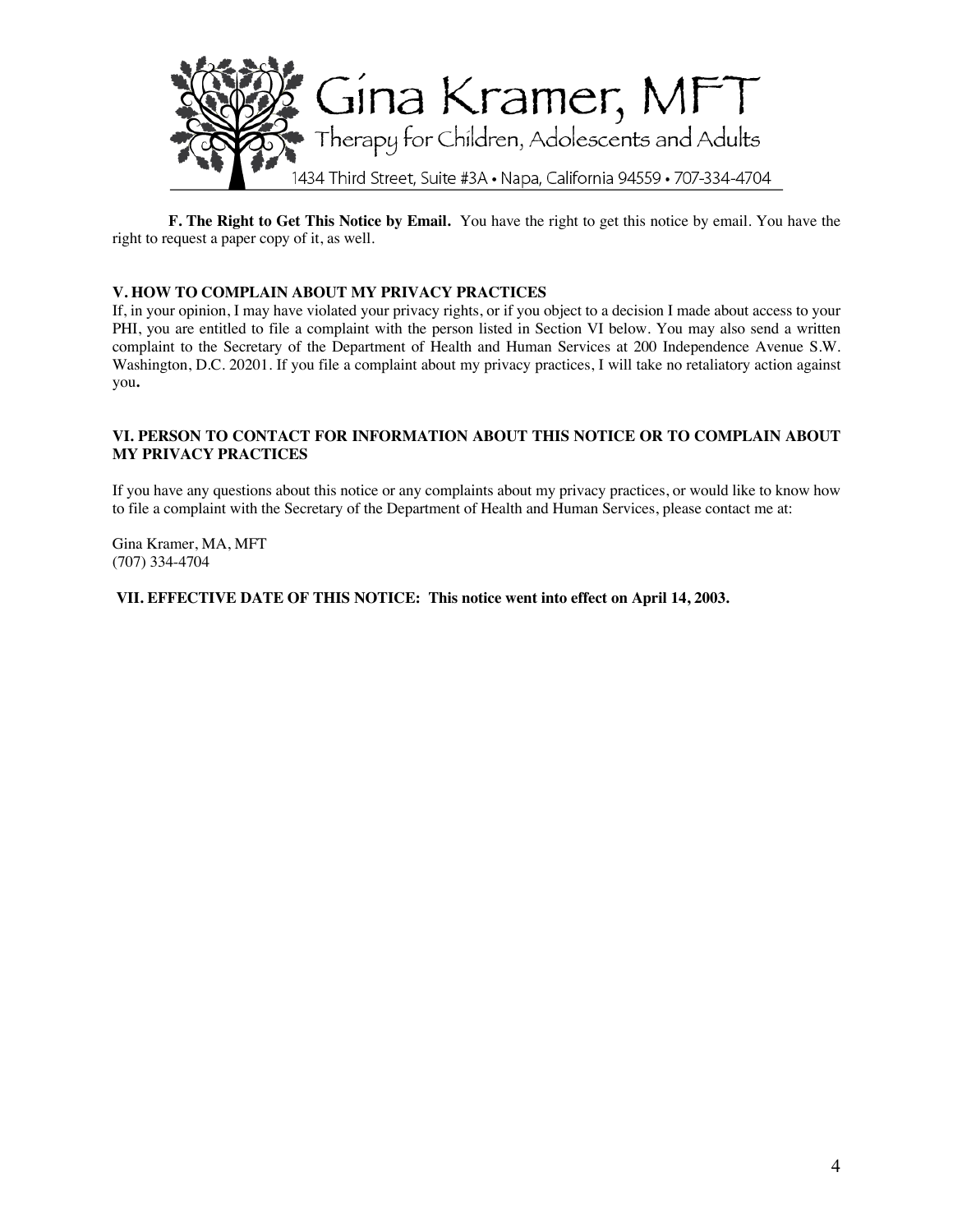**F. The Right to Get This Notice by Email.** You have the right to get this notice by email. You have the right to request a paper copy of it, as well.

## V. HOW TO COMPLAIN ABOUT MY PRIVACY PRACTICES

If, in your opinion, I may have violated your privacy rights, or if you object to a decision I made about access to your PHI, you are entitled to file a complaint with the person listed in Section VI below. You may also send a written complaint to the Secretary of the Department of Health and Human Services at 200 Independence Avenue S.W. Washington, D.C. 20201. If you file a complaint about my privacy practices, I will take no retaliatory action against you.

## VI. PERSON TO CONTACT FOR INFORMATION ABOUT THIS NOTICE OR TO COMPLAIN ABOUT MY PRIVACY PRACTICES

If you have any questions about this notice or any complaints about my privacy practices, or would like to know how to file a complaint with the Secretary of the Department of Health and Human Services, please contact me at:

Gina Kramer, MA, MFT
(707) 334-4704

## VII. EFFECTIVE DATE OF THIS NOTICE: This notice went into effect on April 14, 2003.